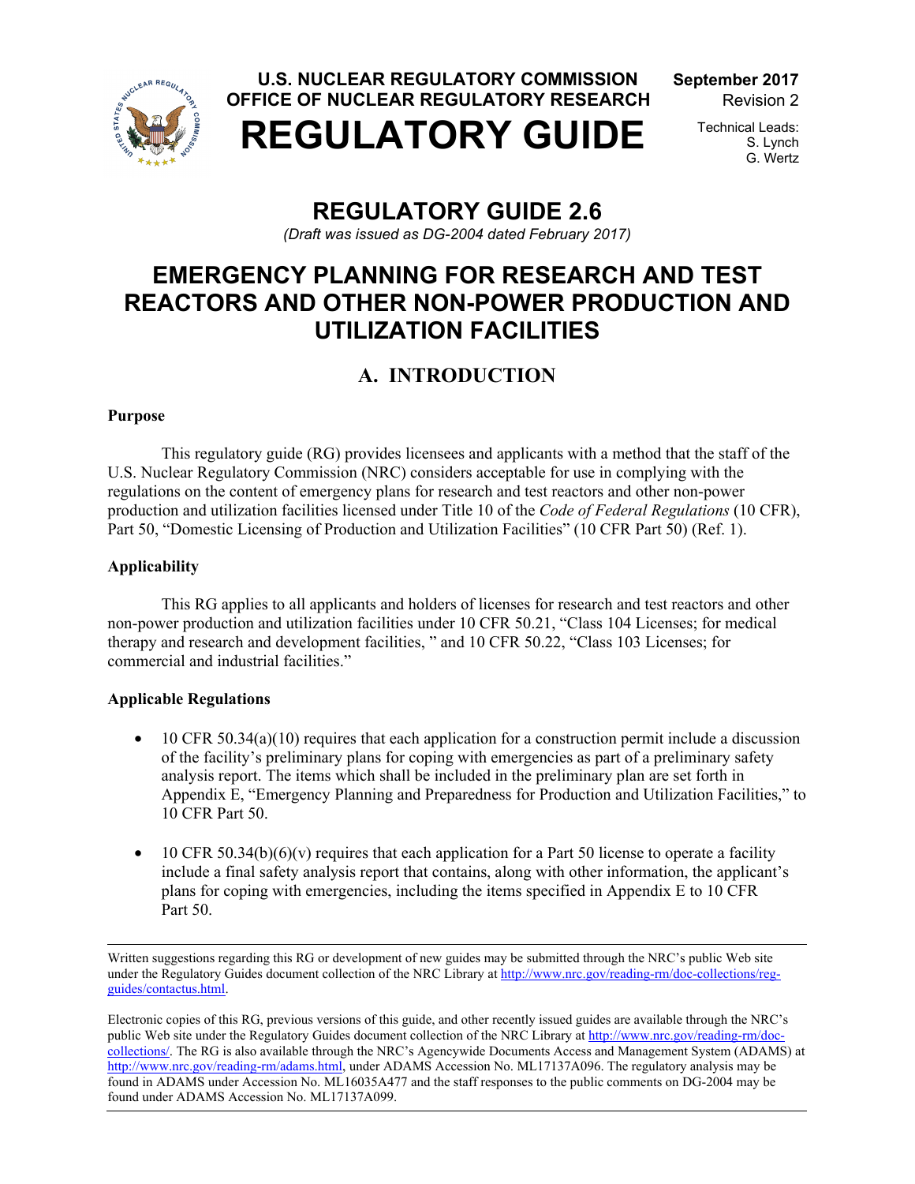U.S. NUCLEAR REGULATORY COMMISSION
OFFICE OF NUCLEAR REGULATORY RESEARCH

# REGULATORY GUIDE

**September 2017**
Revision 2

Technical Leads:
S. Lynch
G. Wertz

# REGULATORY GUIDE 2.6

*(Draft was issued as DG-2004 dated February 2017)*

# EMERGENCY PLANNING FOR RESEARCH AND TEST REACTORS AND OTHER NON-POWER PRODUCTION AND UTILIZATION FACILITIES

## A. INTRODUCTION

**Purpose**

This regulatory guide (RG) provides licensees and applicants with a method that the staff of the U.S. Nuclear Regulatory Commission (NRC) considers acceptable for use in complying with the regulations on the content of emergency plans for research and test reactors and other non-power production and utilization facilities licensed under Title 10 of the *Code of Federal Regulations* (10 CFR), Part 50, "Domestic Licensing of Production and Utilization Facilities" (10 CFR Part 50) (Ref. 1).

**Applicability**

This RG applies to all applicants and holders of licenses for research and test reactors and other non-power production and utilization facilities under 10 CFR 50.21, "Class 104 Licenses; for medical therapy and research and development facilities, " and 10 CFR 50.22, "Class 103 Licenses; for commercial and industrial facilities."

**Applicable Regulations**

- 10 CFR 50.34(a)(10) requires that each application for a construction permit include a discussion of the facility's preliminary plans for coping with emergencies as part of a preliminary safety analysis report. The items which shall be included in the preliminary plan are set forth in Appendix E, "Emergency Planning and Preparedness for Production and Utilization Facilities," to 10 CFR Part 50.

- 10 CFR 50.34(b)(6)(v) requires that each application for a Part 50 license to operate a facility include a final safety analysis report that contains, along with other information, the applicant's plans for coping with emergencies, including the items specified in Appendix E to 10 CFR Part 50.

---

Written suggestions regarding this RG or development of new guides may be submitted through the NRC's public Web site under the Regulatory Guides document collection of the NRC Library at http://www.nrc.gov/reading-rm/doc-collections/reg-guides/contactus.html.

Electronic copies of this RG, previous versions of this guide, and other recently issued guides are available through the NRC's public Web site under the Regulatory Guides document collection of the NRC Library at http://www.nrc.gov/reading-rm/doc-collections/. The RG is also available through the NRC's Agencywide Documents Access and Management System (ADAMS) at http://www.nrc.gov/reading-rm/adams.html, under ADAMS Accession No. ML17137A096. The regulatory analysis may be found in ADAMS under Accession No. ML16035A477 and the staff responses to the public comments on DG-2004 may be found under ADAMS Accession No. ML17137A099.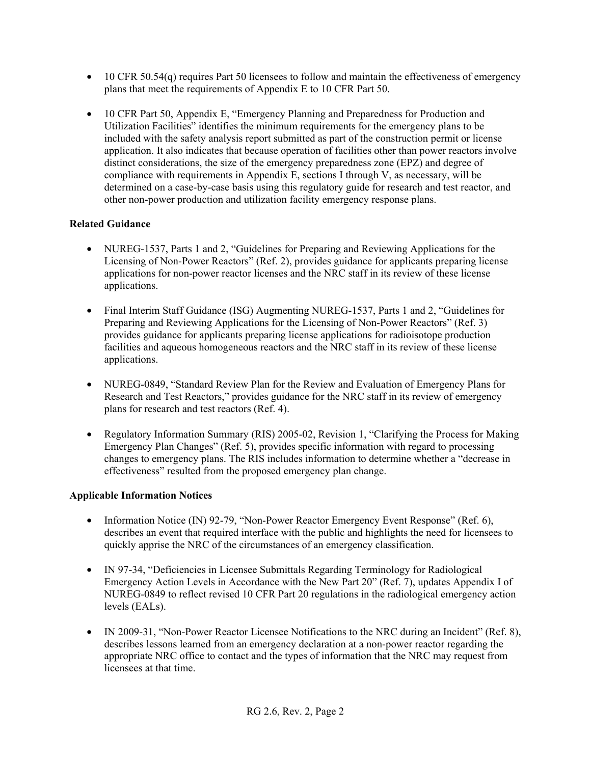- 10 CFR 50.54(q) requires Part 50 licensees to follow and maintain the effectiveness of emergency plans that meet the requirements of Appendix E to 10 CFR Part 50.

- 10 CFR Part 50, Appendix E, "Emergency Planning and Preparedness for Production and Utilization Facilities" identifies the minimum requirements for the emergency plans to be included with the safety analysis report submitted as part of the construction permit or license application. It also indicates that because operation of facilities other than power reactors involve distinct considerations, the size of the emergency preparedness zone (EPZ) and degree of compliance with requirements in Appendix E, sections I through V, as necessary, will be determined on a case-by-case basis using this regulatory guide for research and test reactor, and other non-power production and utilization facility emergency response plans.

**Related Guidance**

- NUREG-1537, Parts 1 and 2, "Guidelines for Preparing and Reviewing Applications for the Licensing of Non-Power Reactors" (Ref. 2), provides guidance for applicants preparing license applications for non-power reactor licenses and the NRC staff in its review of these license applications.

- Final Interim Staff Guidance (ISG) Augmenting NUREG-1537, Parts 1 and 2, "Guidelines for Preparing and Reviewing Applications for the Licensing of Non-Power Reactors" (Ref. 3) provides guidance for applicants preparing license applications for radioisotope production facilities and aqueous homogeneous reactors and the NRC staff in its review of these license applications.

- NUREG-0849, "Standard Review Plan for the Review and Evaluation of Emergency Plans for Research and Test Reactors," provides guidance for the NRC staff in its review of emergency plans for research and test reactors (Ref. 4).

- Regulatory Information Summary (RIS) 2005-02, Revision 1, "Clarifying the Process for Making Emergency Plan Changes" (Ref. 5), provides specific information with regard to processing changes to emergency plans. The RIS includes information to determine whether a "decrease in effectiveness" resulted from the proposed emergency plan change.

**Applicable Information Notices**

- Information Notice (IN) 92-79, "Non-Power Reactor Emergency Event Response" (Ref. 6), describes an event that required interface with the public and highlights the need for licensees to quickly apprise the NRC of the circumstances of an emergency classification.

- IN 97-34, "Deficiencies in Licensee Submittals Regarding Terminology for Radiological Emergency Action Levels in Accordance with the New Part 20" (Ref. 7), updates Appendix I of NUREG-0849 to reflect revised 10 CFR Part 20 regulations in the radiological emergency action levels (EALs).

- IN 2009-31, "Non-Power Reactor Licensee Notifications to the NRC during an Incident" (Ref. 8), describes lessons learned from an emergency declaration at a non-power reactor regarding the appropriate NRC office to contact and the types of information that the NRC may request from licensees at that time.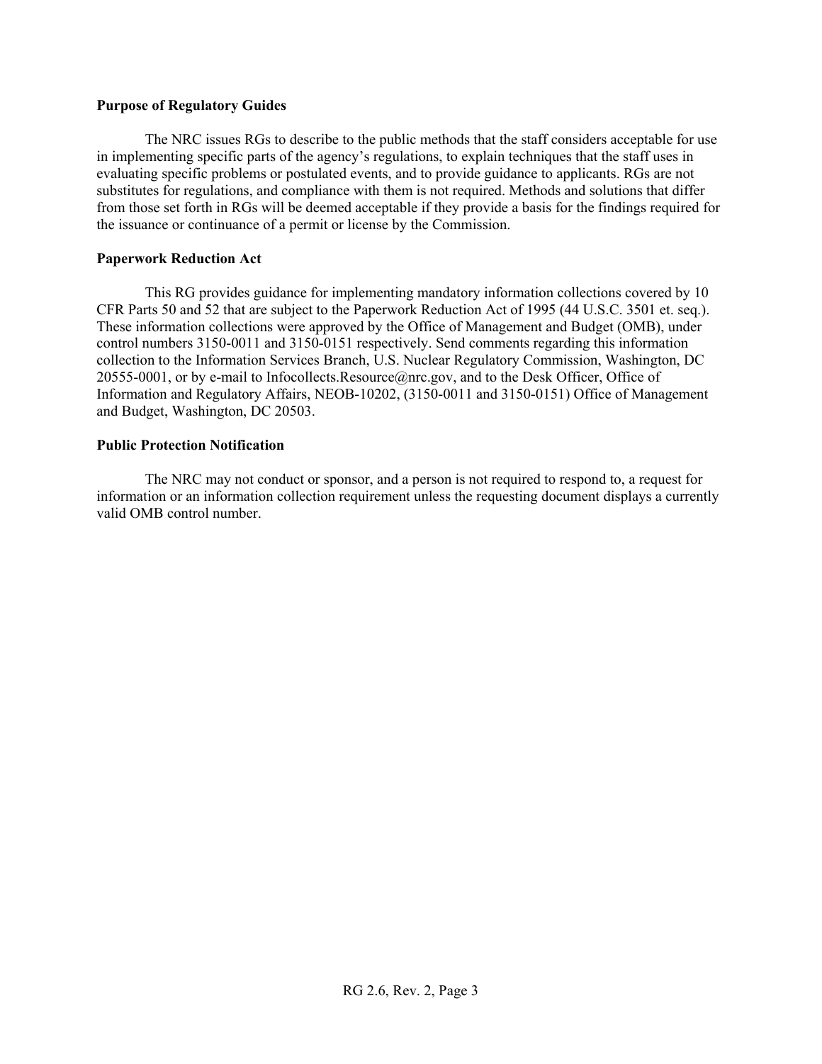**Purpose of Regulatory Guides**

The NRC issues RGs to describe to the public methods that the staff considers acceptable for use in implementing specific parts of the agency's regulations, to explain techniques that the staff uses in evaluating specific problems or postulated events, and to provide guidance to applicants. RGs are not substitutes for regulations, and compliance with them is not required. Methods and solutions that differ from those set forth in RGs will be deemed acceptable if they provide a basis for the findings required for the issuance or continuance of a permit or license by the Commission.

**Paperwork Reduction Act**

This RG provides guidance for implementing mandatory information collections covered by 10 CFR Parts 50 and 52 that are subject to the Paperwork Reduction Act of 1995 (44 U.S.C. 3501 et. seq.). These information collections were approved by the Office of Management and Budget (OMB), under control numbers 3150-0011 and 3150-0151 respectively. Send comments regarding this information collection to the Information Services Branch, U.S. Nuclear Regulatory Commission, Washington, DC 20555-0001, or by e-mail to Infocollects.Resource@nrc.gov, and to the Desk Officer, Office of Information and Regulatory Affairs, NEOB-10202, (3150-0011 and 3150-0151) Office of Management and Budget, Washington, DC 20503.

**Public Protection Notification**

The NRC may not conduct or sponsor, and a person is not required to respond to, a request for information or an information collection requirement unless the requesting document displays a currently valid OMB control number.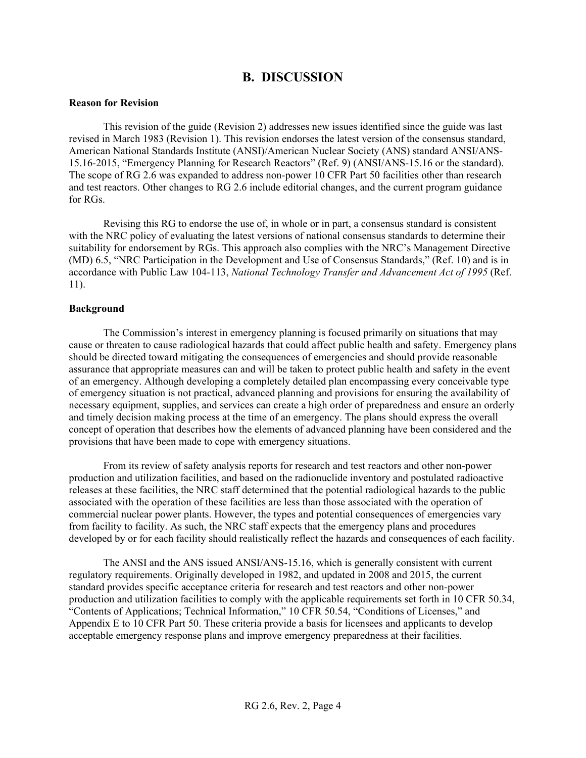## B. DISCUSSION

### Reason for Revision

This revision of the guide (Revision 2) addresses new issues identified since the guide was last revised in March 1983 (Revision 1). This revision endorses the latest version of the consensus standard, American National Standards Institute (ANSI)/American Nuclear Society (ANS) standard ANSI/ANS-15.16-2015, "Emergency Planning for Research Reactors" (Ref. 9) (ANSI/ANS-15.16 or the standard). The scope of RG 2.6 was expanded to address non-power 10 CFR Part 50 facilities other than research and test reactors. Other changes to RG 2.6 include editorial changes, and the current program guidance for RGs.

Revising this RG to endorse the use of, in whole or in part, a consensus standard is consistent with the NRC policy of evaluating the latest versions of national consensus standards to determine their suitability for endorsement by RGs. This approach also complies with the NRC's Management Directive (MD) 6.5, "NRC Participation in the Development and Use of Consensus Standards," (Ref. 10) and is in accordance with Public Law 104-113, *National Technology Transfer and Advancement Act of 1995* (Ref. 11).

### Background

The Commission's interest in emergency planning is focused primarily on situations that may cause or threaten to cause radiological hazards that could affect public health and safety. Emergency plans should be directed toward mitigating the consequences of emergencies and should provide reasonable assurance that appropriate measures can and will be taken to protect public health and safety in the event of an emergency. Although developing a completely detailed plan encompassing every conceivable type of emergency situation is not practical, advanced planning and provisions for ensuring the availability of necessary equipment, supplies, and services can create a high order of preparedness and ensure an orderly and timely decision making process at the time of an emergency. The plans should express the overall concept of operation that describes how the elements of advanced planning have been considered and the provisions that have been made to cope with emergency situations.

From its review of safety analysis reports for research and test reactors and other non-power production and utilization facilities, and based on the radionuclide inventory and postulated radioactive releases at these facilities, the NRC staff determined that the potential radiological hazards to the public associated with the operation of these facilities are less than those associated with the operation of commercial nuclear power plants. However, the types and potential consequences of emergencies vary from facility to facility. As such, the NRC staff expects that the emergency plans and procedures developed by or for each facility should realistically reflect the hazards and consequences of each facility.

The ANSI and the ANS issued ANSI/ANS-15.16, which is generally consistent with current regulatory requirements. Originally developed in 1982, and updated in 2008 and 2015, the current standard provides specific acceptance criteria for research and test reactors and other non-power production and utilization facilities to comply with the applicable requirements set forth in 10 CFR 50.34, "Contents of Applications; Technical Information," 10 CFR 50.54, "Conditions of Licenses," and Appendix E to 10 CFR Part 50. These criteria provide a basis for licensees and applicants to develop acceptable emergency response plans and improve emergency preparedness at their facilities.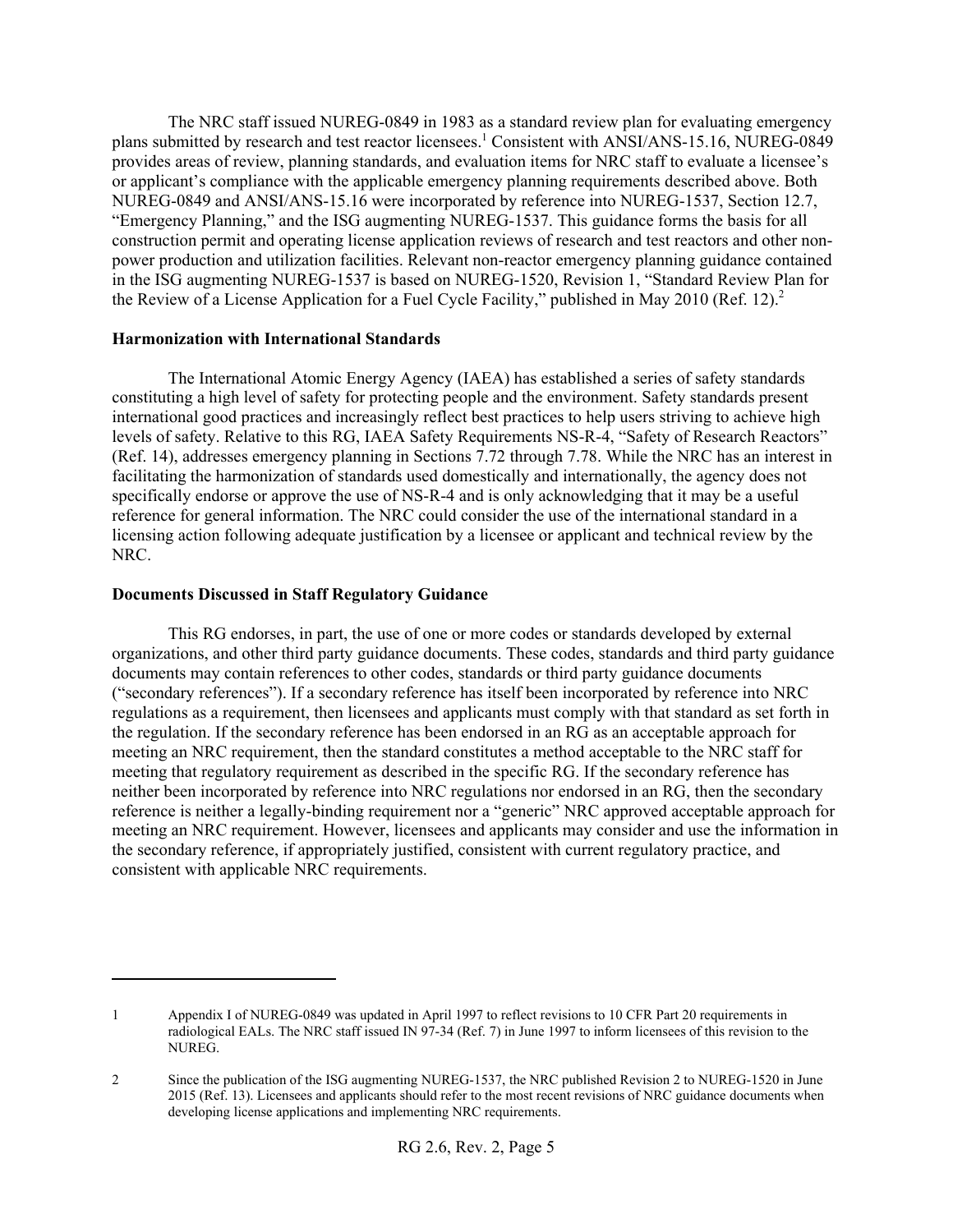The NRC staff issued NUREG-0849 in 1983 as a standard review plan for evaluating emergency plans submitted by research and test reactor licensees.[1] Consistent with ANSI/ANS-15.16, NUREG-0849 provides areas of review, planning standards, and evaluation items for NRC staff to evaluate a licensee's or applicant's compliance with the applicable emergency planning requirements described above. Both NUREG-0849 and ANSI/ANS-15.16 were incorporated by reference into NUREG-1537, Section 12.7, "Emergency Planning," and the ISG augmenting NUREG-1537. This guidance forms the basis for all construction permit and operating license application reviews of research and test reactors and other non-power production and utilization facilities. Relevant non-reactor emergency planning guidance contained in the ISG augmenting NUREG-1537 is based on NUREG-1520, Revision 1, "Standard Review Plan for the Review of a License Application for a Fuel Cycle Facility," published in May 2010 (Ref. 12).[2]

**Harmonization with International Standards**

The International Atomic Energy Agency (IAEA) has established a series of safety standards constituting a high level of safety for protecting people and the environment. Safety standards present international good practices and increasingly reflect best practices to help users striving to achieve high levels of safety. Relative to this RG, IAEA Safety Requirements NS-R-4, "Safety of Research Reactors" (Ref. 14), addresses emergency planning in Sections 7.72 through 7.78. While the NRC has an interest in facilitating the harmonization of standards used domestically and internationally, the agency does not specifically endorse or approve the use of NS-R-4 and is only acknowledging that it may be a useful reference for general information. The NRC could consider the use of the international standard in a licensing action following adequate justification by a licensee or applicant and technical review by the NRC.

**Documents Discussed in Staff Regulatory Guidance**

This RG endorses, in part, the use of one or more codes or standards developed by external organizations, and other third party guidance documents. These codes, standards and third party guidance documents may contain references to other codes, standards or third party guidance documents ("secondary references"). If a secondary reference has itself been incorporated by reference into NRC regulations as a requirement, then licensees and applicants must comply with that standard as set forth in the regulation. If the secondary reference has been endorsed in an RG as an acceptable approach for meeting an NRC requirement, then the standard constitutes a method acceptable to the NRC staff for meeting that regulatory requirement as described in the specific RG. If the secondary reference has neither been incorporated by reference into NRC regulations nor endorsed in an RG, then the secondary reference is neither a legally-binding requirement nor a "generic" NRC approved acceptable approach for meeting an NRC requirement. However, licensees and applicants may consider and use the information in the secondary reference, if appropriately justified, consistent with current regulatory practice, and consistent with applicable NRC requirements.

---

1 Appendix I of NUREG-0849 was updated in April 1997 to reflect revisions to 10 CFR Part 20 requirements in radiological EALs. The NRC staff issued IN 97-34 (Ref. 7) in June 1997 to inform licensees of this revision to the NUREG.

2 Since the publication of the ISG augmenting NUREG-1537, the NRC published Revision 2 to NUREG-1520 in June 2015 (Ref. 13). Licensees and applicants should refer to the most recent revisions of NRC guidance documents when developing license applications and implementing NRC requirements.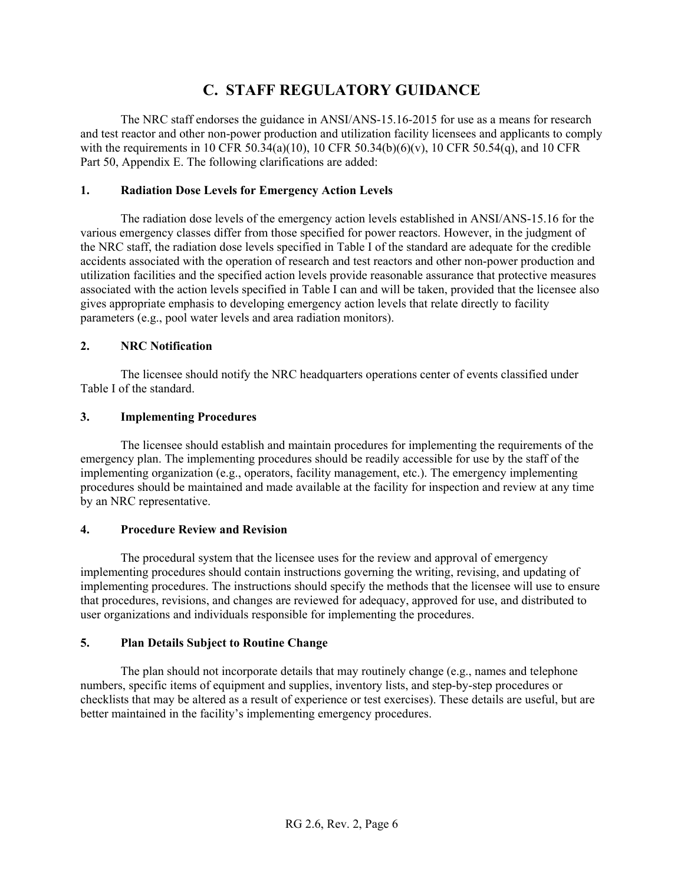# C. STAFF REGULATORY GUIDANCE

The NRC staff endorses the guidance in ANSI/ANS-15.16-2015 for use as a means for research and test reactor and other non-power production and utilization facility licensees and applicants to comply with the requirements in 10 CFR 50.34(a)(10), 10 CFR 50.34(b)(6)(v), 10 CFR 50.54(q), and 10 CFR Part 50, Appendix E. The following clarifications are added:

## 1. Radiation Dose Levels for Emergency Action Levels

The radiation dose levels of the emergency action levels established in ANSI/ANS-15.16 for the various emergency classes differ from those specified for power reactors. However, in the judgment of the NRC staff, the radiation dose levels specified in Table I of the standard are adequate for the credible accidents associated with the operation of research and test reactors and other non-power production and utilization facilities and the specified action levels provide reasonable assurance that protective measures associated with the action levels specified in Table I can and will be taken, provided that the licensee also gives appropriate emphasis to developing emergency action levels that relate directly to facility parameters (e.g., pool water levels and area radiation monitors).

## 2. NRC Notification

The licensee should notify the NRC headquarters operations center of events classified under Table I of the standard.

## 3. Implementing Procedures

The licensee should establish and maintain procedures for implementing the requirements of the emergency plan. The implementing procedures should be readily accessible for use by the staff of the implementing organization (e.g., operators, facility management, etc.). The emergency implementing procedures should be maintained and made available at the facility for inspection and review at any time by an NRC representative.

## 4. Procedure Review and Revision

The procedural system that the licensee uses for the review and approval of emergency implementing procedures should contain instructions governing the writing, revising, and updating of implementing procedures. The instructions should specify the methods that the licensee will use to ensure that procedures, revisions, and changes are reviewed for adequacy, approved for use, and distributed to user organizations and individuals responsible for implementing the procedures.

## 5. Plan Details Subject to Routine Change

The plan should not incorporate details that may routinely change (e.g., names and telephone numbers, specific items of equipment and supplies, inventory lists, and step-by-step procedures or checklists that may be altered as a result of experience or test exercises). These details are useful, but are better maintained in the facility's implementing emergency procedures.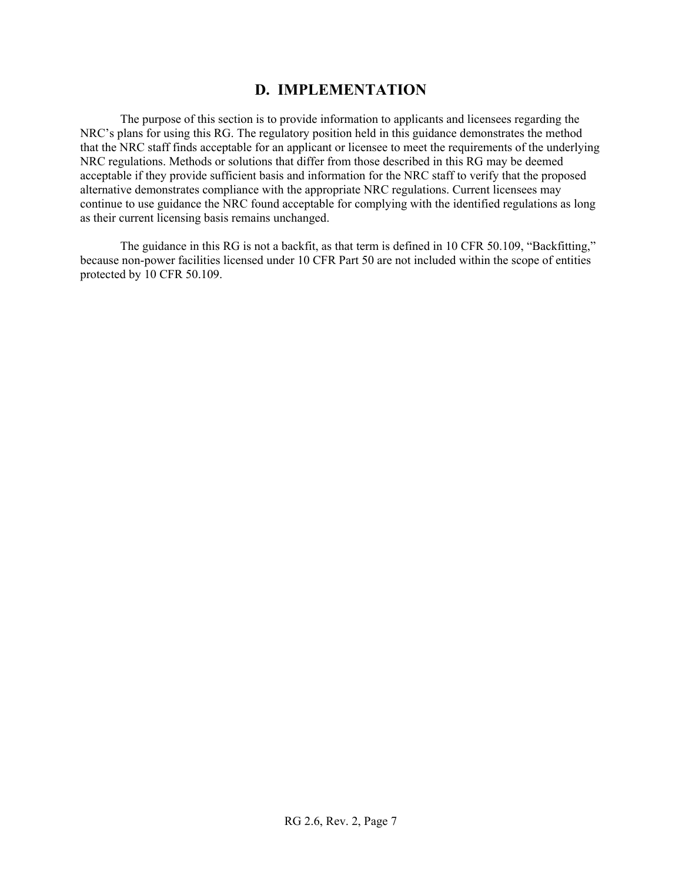## D. IMPLEMENTATION

The purpose of this section is to provide information to applicants and licensees regarding the NRC's plans for using this RG. The regulatory position held in this guidance demonstrates the method that the NRC staff finds acceptable for an applicant or licensee to meet the requirements of the underlying NRC regulations. Methods or solutions that differ from those described in this RG may be deemed acceptable if they provide sufficient basis and information for the NRC staff to verify that the proposed alternative demonstrates compliance with the appropriate NRC regulations. Current licensees may continue to use guidance the NRC found acceptable for complying with the identified regulations as long as their current licensing basis remains unchanged.

The guidance in this RG is not a backfit, as that term is defined in 10 CFR 50.109, "Backfitting," because non-power facilities licensed under 10 CFR Part 50 are not included within the scope of entities protected by 10 CFR 50.109.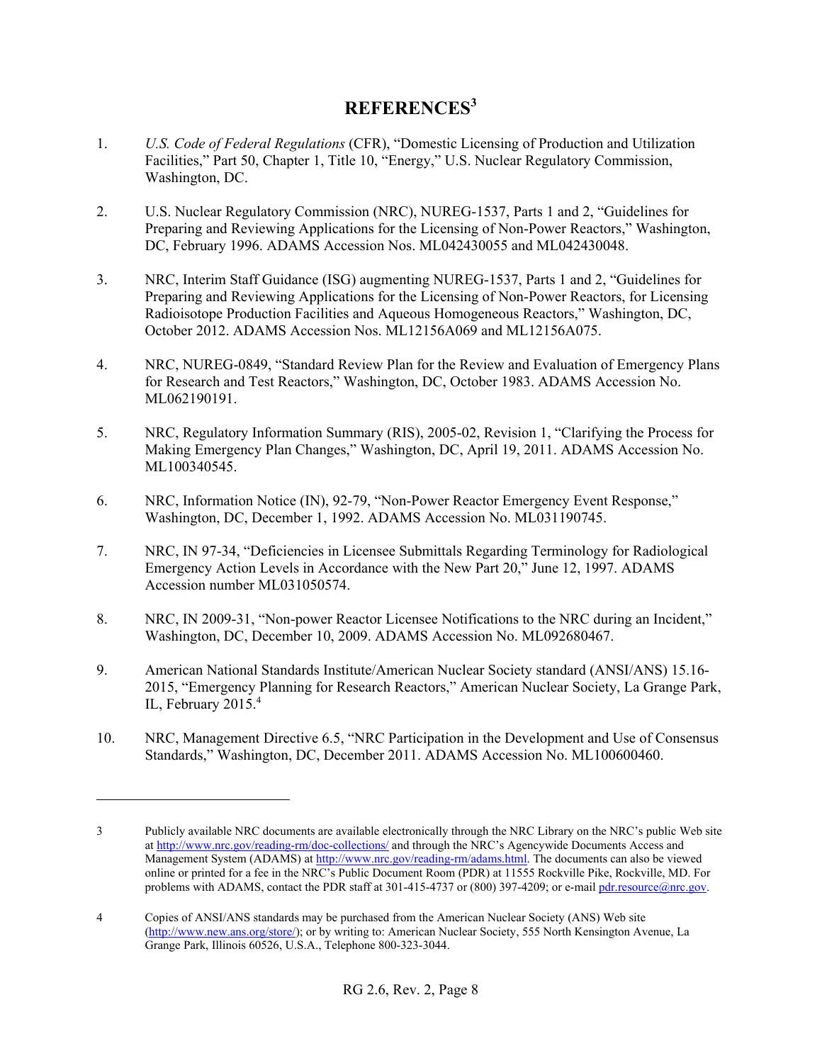# REFERENCES[3]

1. *U.S. Code of Federal Regulations* (CFR), "Domestic Licensing of Production and Utilization Facilities," Part 50, Chapter 1, Title 10, "Energy," U.S. Nuclear Regulatory Commission, Washington, DC.

2. U.S. Nuclear Regulatory Commission (NRC), NUREG-1537, Parts 1 and 2, "Guidelines for Preparing and Reviewing Applications for the Licensing of Non-Power Reactors," Washington, DC, February 1996. ADAMS Accession Nos. ML042430055 and ML042430048.

3. NRC, Interim Staff Guidance (ISG) augmenting NUREG-1537, Parts 1 and 2, "Guidelines for Preparing and Reviewing Applications for the Licensing of Non-Power Reactors, for Licensing Radioisotope Production Facilities and Aqueous Homogeneous Reactors," Washington, DC, October 2012. ADAMS Accession Nos. ML12156A069 and ML12156A075.

4. NRC, NUREG-0849, "Standard Review Plan for the Review and Evaluation of Emergency Plans for Research and Test Reactors," Washington, DC, October 1983. ADAMS Accession No. ML062190191.

5. NRC, Regulatory Information Summary (RIS), 2005-02, Revision 1, "Clarifying the Process for Making Emergency Plan Changes," Washington, DC, April 19, 2011. ADAMS Accession No. ML100340545.

6. NRC, Information Notice (IN), 92-79, "Non-Power Reactor Emergency Event Response," Washington, DC, December 1, 1992. ADAMS Accession No. ML031190745.

7. NRC, IN 97-34, "Deficiencies in Licensee Submittals Regarding Terminology for Radiological Emergency Action Levels in Accordance with the New Part 20," June 12, 1997. ADAMS Accession number ML031050574.

8. NRC, IN 2009-31, "Non-power Reactor Licensee Notifications to the NRC during an Incident," Washington, DC, December 10, 2009. ADAMS Accession No. ML092680467.

9. American National Standards Institute/American Nuclear Society standard (ANSI/ANS) 15.16-2015, "Emergency Planning for Research Reactors," American Nuclear Society, La Grange Park, IL, February 2015.[4]

10. NRC, Management Directive 6.5, "NRC Participation in the Development and Use of Consensus Standards," Washington, DC, December 2011. ADAMS Accession No. ML100600460.

---

3 Publicly available NRC documents are available electronically through the NRC Library on the NRC's public Web site at http://www.nrc.gov/reading-rm/doc-collections/ and through the NRC's Agencywide Documents Access and Management System (ADAMS) at http://www.nrc.gov/reading-rm/adams.html. The documents can also be viewed online or printed for a fee in the NRC's Public Document Room (PDR) at 11555 Rockville Pike, Rockville, MD. For problems with ADAMS, contact the PDR staff at 301-415-4737 or (800) 397-4209; or e-mail pdr.resource@nrc.gov.

4 Copies of ANSI/ANS standards may be purchased from the American Nuclear Society (ANS) Web site (http://www.new.ans.org/store/); or by writing to: American Nuclear Society, 555 North Kensington Avenue, La Grange Park, Illinois 60526, U.S.A., Telephone 800-323-3044.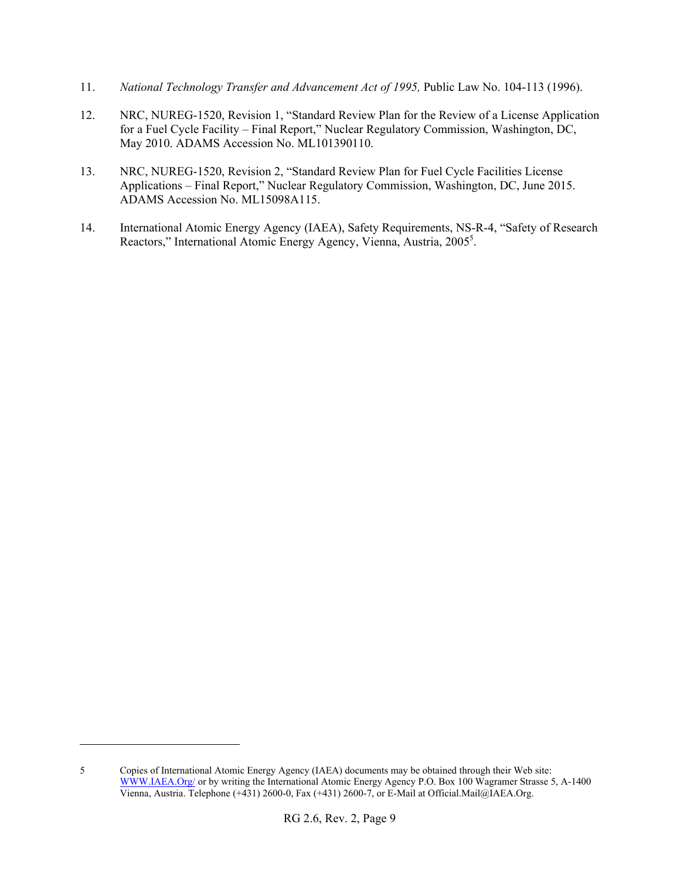11. *National Technology Transfer and Advancement Act of 1995,* Public Law No. 104-113 (1996).

12. NRC, NUREG-1520, Revision 1, "Standard Review Plan for the Review of a License Application for a Fuel Cycle Facility – Final Report," Nuclear Regulatory Commission, Washington, DC, May 2010. ADAMS Accession No. ML101390110.

13. NRC, NUREG-1520, Revision 2, "Standard Review Plan for Fuel Cycle Facilities License Applications – Final Report," Nuclear Regulatory Commission, Washington, DC, June 2015. ADAMS Accession No. ML15098A115.

14. International Atomic Energy Agency (IAEA), Safety Requirements, NS-R-4, "Safety of Research Reactors," International Atomic Energy Agency, Vienna, Austria, 2005[5].

---

5 Copies of International Atomic Energy Agency (IAEA) documents may be obtained through their Web site: WWW.IAEA.Org/ or by writing the International Atomic Energy Agency P.O. Box 100 Wagramer Strasse 5, A-1400 Vienna, Austria. Telephone (+431) 2600-0, Fax (+431) 2600-7, or E-Mail at Official.Mail@IAEA.Org.